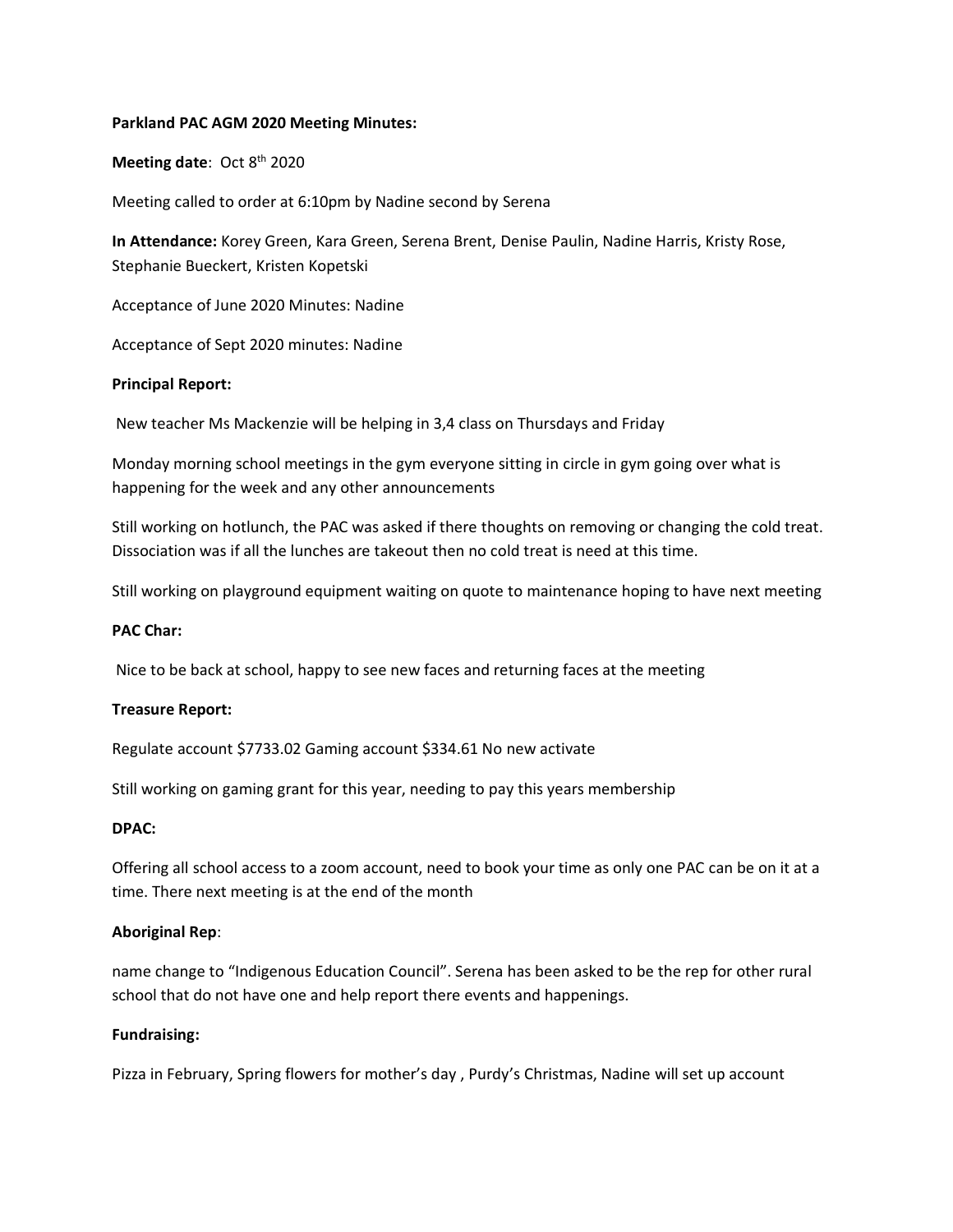**Parkland PAC AGM 2020 Meeting Minutes:**

**Meeting date**: Oct 8th 2020

Meeting called to order at 6:10pm by Nadine second by Serena

**In Attendance:** Korey Green, Kara Green, Serena Brent, Denise Paulin, Nadine Harris, Kristy Rose, Stephanie Bueckert, Kristen Kopetski

Acceptance of June 2020 Minutes: Nadine

Acceptance of Sept 2020 minutes: Nadine

**Principal Report:**

New teacher Ms Mackenzie will be helping in 3,4 class on Thursdays and Friday

Monday morning school meetings in the gym everyone sitting in circle in gym going over what is happening for the week and any other announcements

Still working on hotlunch, the PAC was asked if there thoughts on removing or changing the cold treat. Dissociation was if all the lunches are takeout then no cold treat is need at this time.

Still working on playground equipment waiting on quote to maintenance hoping to have next meeting

**PAC Char:**

Nice to be back at school, happy to see new faces and returning faces at the meeting

**Treasure Report:**

Regulate account $7733.02 Gaming account $334.61 No new activate

Still working on gaming grant for this year, needing to pay this years membership

**DPAC:**

Offering all school access to a zoom account, need to book your time as only one PAC can be on it at a time. There next meeting is at the end of the month

**Aboriginal Rep**:

name change to "Indigenous Education Council". Serena has been asked to be the rep for other rural school that do not have one and help report there events and happenings.

**Fundraising:**

Pizza in February, Spring flowers for mother's day , Purdy's Christmas, Nadine will set up account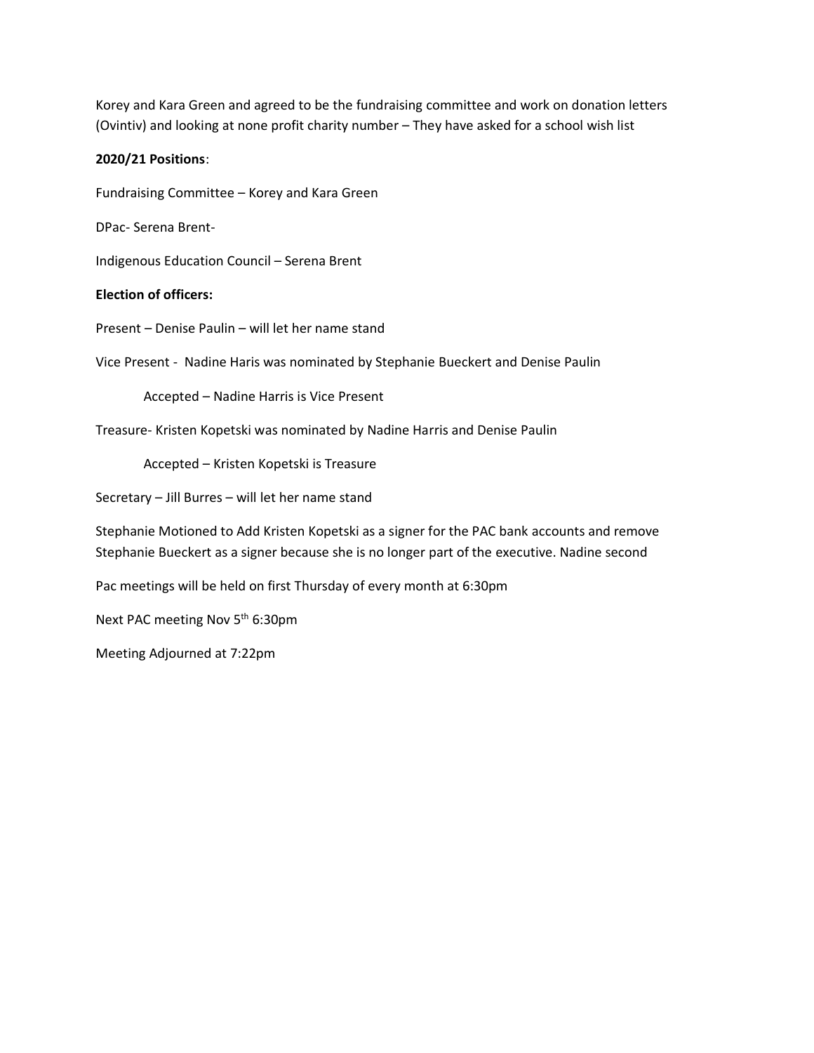Korey and Kara Green and agreed to be the fundraising committee and work on donation letters (Ovintiv) and looking at none profit charity number – They have asked for a school wish list

**2020/21 Positions**:

Fundraising Committee – Korey and Kara Green

DPac- Serena Brent-

Indigenous Education Council – Serena Brent

**Election of officers:**

Present – Denise Paulin – will let her name stand

Vice Present - Nadine Haris was nominated by Stephanie Bueckert and Denise Paulin

Accepted – Nadine Harris is Vice Present

Treasure- Kristen Kopetski was nominated by Nadine Harris and Denise Paulin

Accepted – Kristen Kopetski is Treasure

Secretary – Jill Burres – will let her name stand

Stephanie Motioned to Add Kristen Kopetski as a signer for the PAC bank accounts and remove Stephanie Bueckert as a signer because she is no longer part of the executive. Nadine second

Pac meetings will be held on first Thursday of every month at 6:30pm

Next PAC meeting Nov 5th 6:30pm

Meeting Adjourned at 7:22pm